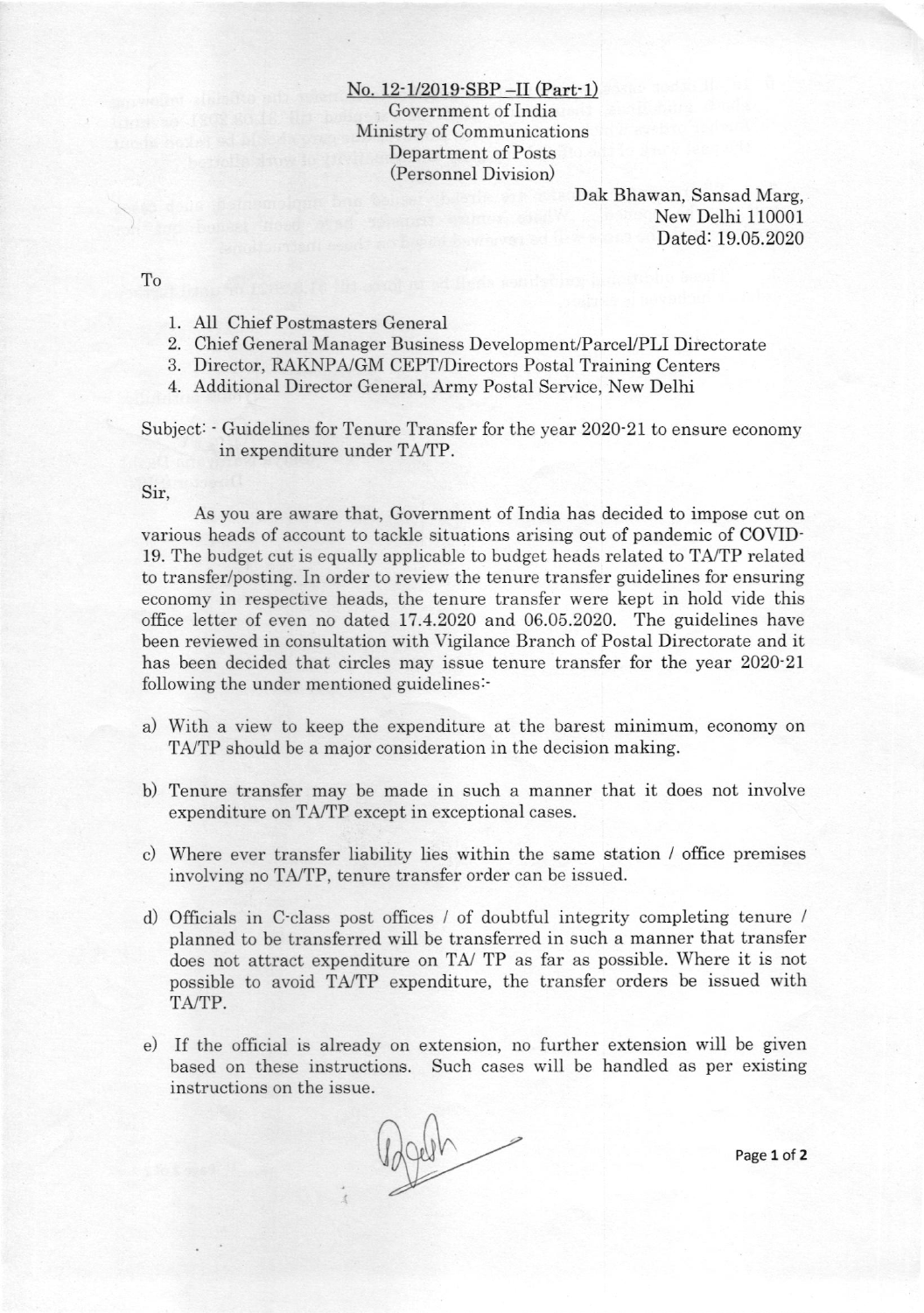No. 12-1/2019-SBP –II (Part-1)
Government of India
Ministry of Communications
Department of Posts
(Personnel Division)

Dak Bhawan, Sansad Marg,
New Delhi 110001
Dated: 19.05.2020

To

1. All Chief Postmasters General
2. Chief General Manager Business Development/Parcel/PLI Directorate
3. Director, RAKNPA/GM CEPT/Directors Postal Training Centers
4. Additional Director General, Army Postal Service, New Delhi

Subject: - Guidelines for Tenure Transfer for the year 2020-21 to ensure economy in expenditure under TA/TP.

Sir,

As you are aware that, Government of India has decided to impose cut on various heads of account to tackle situations arising out of pandemic of COVID-19. The budget cut is equally applicable to budget heads related to TA/TP related to transfer/posting. In order to review the tenure transfer guidelines for ensuring economy in respective heads, the tenure transfer were kept in hold vide this office letter of even no dated 17.4.2020 and 06.05.2020. The guidelines have been reviewed in consultation with Vigilance Branch of Postal Directorate and it has been decided that circles may issue tenure transfer for the year 2020-21 following the under mentioned guidelines:-

a) With a view to keep the expenditure at the barest minimum, economy on TA/TP should be a major consideration in the decision making.

b) Tenure transfer may be made in such a manner that it does not involve expenditure on TA/TP except in exceptional cases.

c) Where ever transfer liability lies within the same station / office premises involving no TA/TP, tenure transfer order can be issued.

d) Officials in C-class post offices / of doubtful integrity completing tenure / planned to be transferred will be transferred in such a manner that transfer does not attract expenditure on TA/ TP as far as possible. Where it is not possible to avoid TA/TP expenditure, the transfer orders be issued with TA/TP.

e) If the official is already on extension, no further extension will be given based on these instructions. Such cases will be handled as per existing instructions on the issue.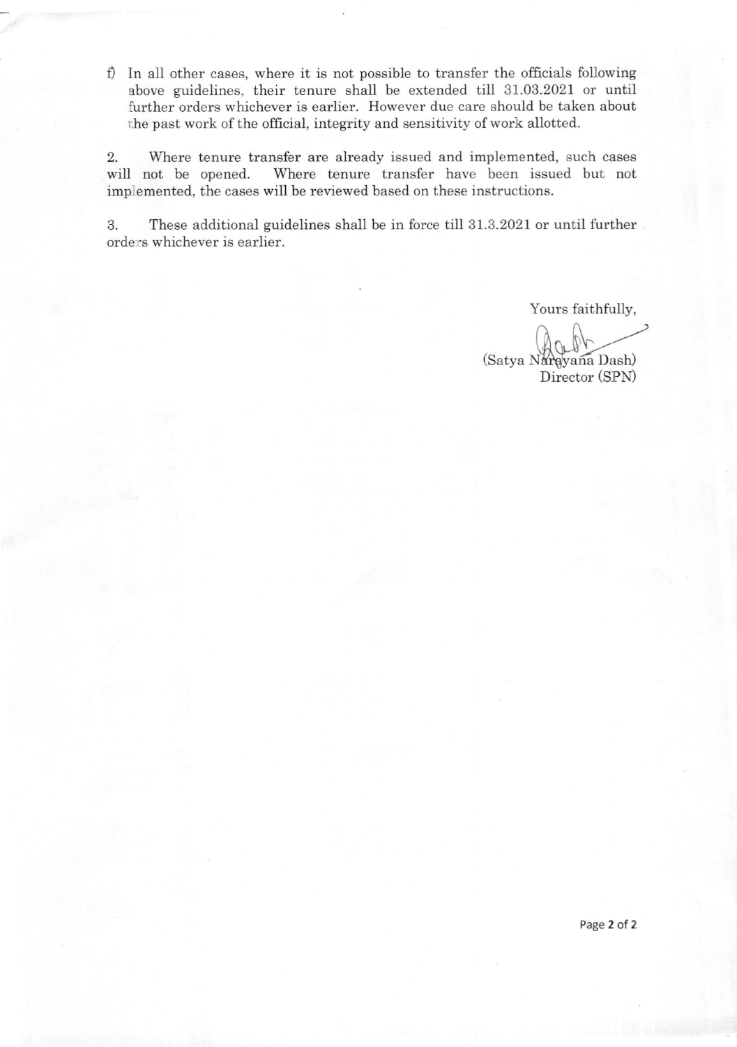f) In all other cases, where it is not possible to transfer the officials following above guidelines, their tenure shall be extended till 31.03.2021 or until further orders whichever is earlier. However due care should be taken about the past work of the official, integrity and sensitivity of work allotted.

2. Where tenure transfer are already issued and implemented, such cases will not be opened. Where tenure transfer have been issued but not implemented, the cases will be reviewed based on these instructions.

3. These additional guidelines shall be in force till 31.3.2021 or until further orders whichever is earlier.

Yours faithfully,

(Satya Narayana Dash)
Director (SPN)